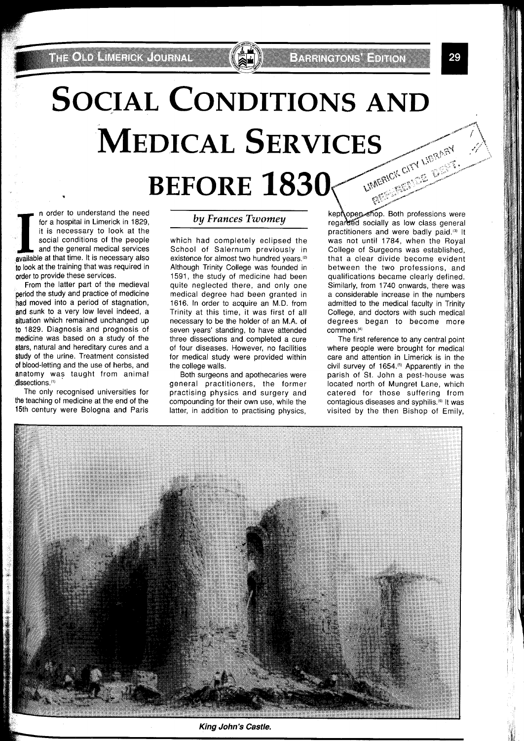# Social Conditions and Medical Services Before 1830

*by Frances Twomey*

In order to understand the need for a hospital in Limerick in 1829, it is necessary to look at the social conditions of the people and the general medical services available at that time. It is necessary also to look at the training that was required in order to provide these services.

From the latter part of the medieval period the study and practice of medicine had moved into a period of stagnation, and sunk to a very low level indeed, a situation which remained unchanged up to 1829. Diagnosis and prognosis of medicine was based on a study of the stars, natural and hereditary cures and a study of the urine. Treatment consisted of blood-letting and the use of herbs, and anatomy was taught from animal dissections.[1]

The only recognised universities for the teaching of medicine at the end of the 15th century were Bologna and Paris which had completely eclipsed the School of Salernum previously in existence for almost two hundred years.[2] Although Trinity College was founded in 1591, the study of medicine had been quite neglected there, and only one medical degree had been granted in 1616. In order to acquire an M.D. from Trinity at this time, it was first of all necessary to be the holder of an M.A. of seven years' standing, to have attended three dissections and completed a cure of four diseases. However, no facilities for medical study were provided within the college walls.

Both surgeons and apothecaries were general practitioners, the former practising physics and surgery and compounding for their own use, while the latter, in addition to practising physics, kept open shop. Both professions were regarded socially as low class general practitioners and were badly paid.[3] It was not until 1784, when the Royal College of Surgeons was established, that a clear divide become evident between the two professions, and qualifications became clearly defined. Similarly, from 1740 onwards, there was a considerable increase in the numbers admitted to the medical faculty in Trinity College, and doctors with such medical degrees began to become more common.[4]

The first reference to any central point where people were brought for medical care and attention in Limerick is in the civil survey of 1654.[5] Apparently in the parish of St. John a pest-house was located north of Mungret Lane, which catered for those suffering from contagious diseases and syphilis.[6] It was visited by the then Bishop of Emily,

*King John's Castle.*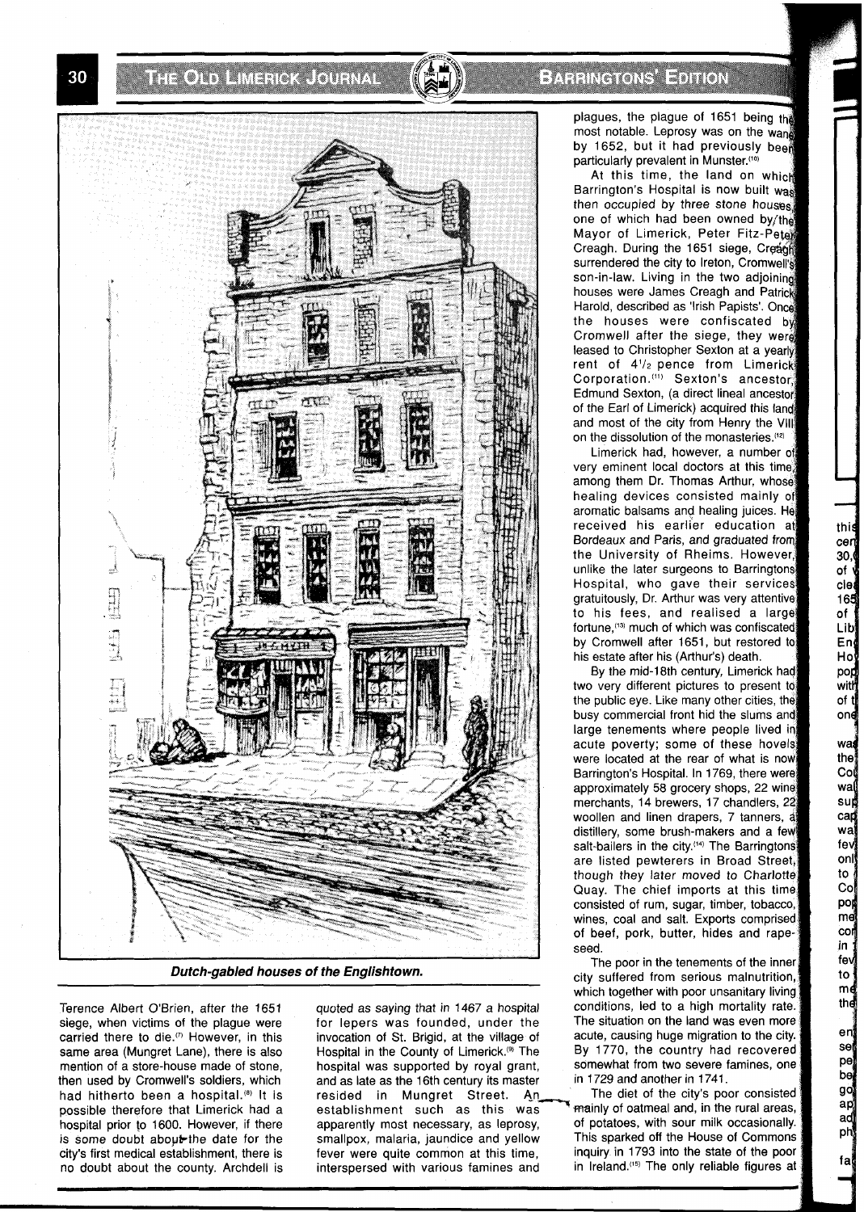*Dutch-gabled houses of the Englishtown.*

Terence Albert O'Brien, after the 1651 siege, when victims of the plague were carried there to die.[7] However, in this same area (Mungret Lane), there is also mention of a store-house made of stone, then used by Cromwell's soldiers, which had hitherto been a hospital.[8] It is possible therefore that Limerick had a hospital prior to 1600. However, if there is some doubt about the date for the city's first medical establishment, there is no doubt about the county. Archdell is quoted as saying that in 1467 a hospital for lepers was founded, under the invocation of St. Brigid, at the village of Hospital in the County of Limerick.[9] The hospital was supported by royal grant, and as late as the 16th century its master resided in Mungret Street. An establishment such as this was apparently most necessary, as leprosy, smallpox, malaria, jaundice and yellow fever were quite common at this time, interspersed with various famines and plagues, the plague of 1651 being the most notable. Leprosy was on the wane by 1652, but it had previously been particularly prevalent in Munster.[10]

At this time, the land on which Barrington's Hospital is now built was then occupied by three stone houses, one of which had been owned by the Mayor of Limerick, Peter Fitz-Peter Creagh. During the 1651 siege, Creagh surrendered the city to Ireton, Cromwell's son-in-law. Living in the two adjoining houses were James Creagh and Patrick Harold, described as 'Irish Papists'. Once the houses were confiscated by Cromwell after the siege, they were leased to Christopher Sexton at a yearly rent of 4½ pence from Limerick Corporation.[11] Sexton's ancestor, Edmund Sexton, (a direct lineal ancestor of the Earl of Limerick) acquired this land and most of the city from Henry the VIII on the dissolution of the monasteries.[12]

Limerick had, however, a number of very eminent local doctors at this time, among them Dr. Thomas Arthur, whose healing devices consisted mainly of aromatic balsams and healing juices. He received his earlier education at Bordeaux and Paris, and graduated from the University of Rheims. However, unlike the later surgeons to Barringtons Hospital, who gave their services gratuitously, Dr. Arthur was very attentive to his fees, and realised a large fortune,[13] much of which was confiscated by Cromwell after 1651, but restored to his estate after his (Arthur's) death.

By the mid-18th century, Limerick had two very different pictures to present to the public eye. Like many other cities, the busy commercial front hid the slums and large tenements where people lived in acute poverty; some of these hovels were located at the rear of what is now Barrington's Hospital. In 1769, there were approximately 58 grocery shops, 22 wine merchants, 14 brewers, 17 chandlers, 22 woollen and linen drapers, 7 tanners, a distillery, some brush-makers and a few salt-bailers in the city.[14] The Barringtons are listed pewterers in Broad Street, though they later moved to Charlotte Quay. The chief imports at this time consisted of rum, sugar, timber, tobacco, wines, coal and salt. Exports comprised of beef, pork, butter, hides and rape-seed.

The poor in the tenements of the inner city suffered from serious malnutrition, which together with poor unsanitary living conditions, led to a high mortality rate. The situation on the land was even more acute, causing huge migration to the city. By 1770, the country had recovered somewhat from two severe famines, one in 1729 and another in 1741.

The diet of the city's poor consisted mainly of oatmeal and, in the rural areas, of potatoes, with sour milk occasionally. This sparked off the House of Commons inquiry in 1793 into the state of the poor in Ireland.[15] The only reliable figures at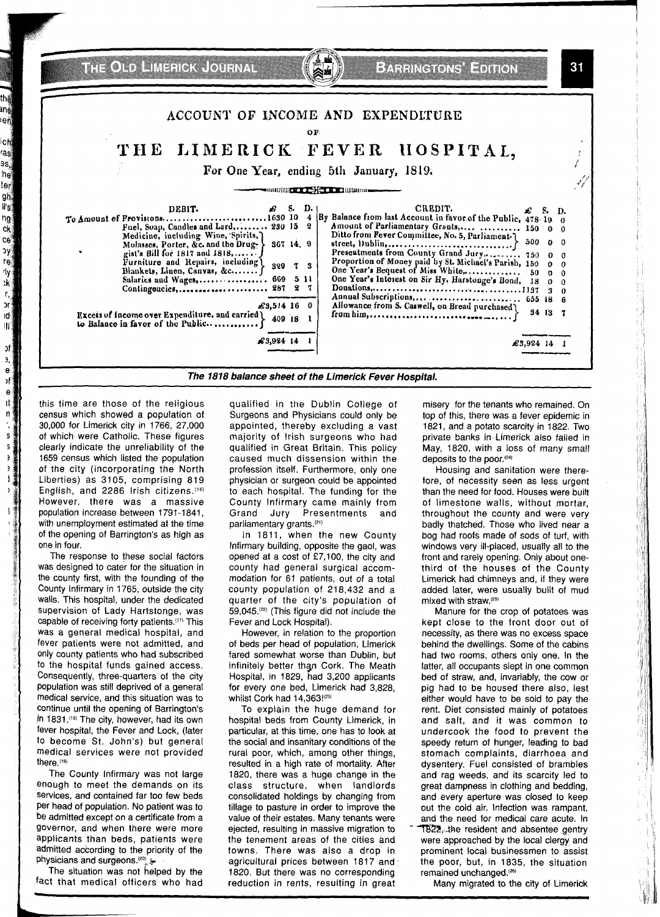## ACCOUNT OF INCOME AND EXPENDITURE

OF

# THE LIMERICK FEVER HOSPITAL,

For One Year, ending 5th January, 1819.

| DEBIT. | £ | S. | D. |
|---|---|---|---|
| To Amount of Provisions | 1630 | 10 | 4 |
| Fuel, Soap, Candles and Lard | 230 | 15 | 2 |
| Medicine, including Wine, Spirits, Molasses, Porter, &c. and the Druggist's Bill for 1817 and 1818 | 367 | 14 | 9 |
| Furniture and Repairs, including Blankets, Linen, Canvas, &c. | 329 | 7 | 3 |
| Salaries and Wages | 669 | 5 | 11 |
| Contingencies | 287 | 2 | 7 |
| | £3,514 | 16 | 0 |
| Excess of Income over Expenditure, and carried to Balance in favor of the Public | 409 | 18 | 1 |
| | £3,924 | 14 | 1 |

| CREDIT. | £ | S. | D. |
|---|---|---|---|
| By Balance from last Account in favor of the Public | 478 | 19 | 0 |
| Amount of Parliamentary Grants | 150 | 0 | 0 |
| Ditto from Fever Committee, No. 5, Parliament-street, Dublin | 500 | 0 | 0 |
| Presentments from County Grand Jury | 750 | 0 | 0 |
| Proportion of Money paid by St. Michael's Parish | 150 | 0 | 0 |
| One Year's Bequest of Miss White | 50 | 0 | 0 |
| One Year's Interest on Sir Hy. Harstonge's Bond | 18 | 0 | 0 |
| Donations | 1137 | 3 | 0 |
| Annual Subscriptions | 655 | 18 | 6 |
| Allowance from S. Caswell, on Bread purchased from him | 34 | 13 | 7 |
| | £3,924 | 14 | 1 |

***The 1818 balance sheet of the Limerick Fever Hospital.***

this time are those of the religious census which showed a population of 30,000 for Limerick city in 1766, 27,000 of which were Catholic. These figures clearly indicate the unreliability of the 1659 census which listed the population of the city (incorporating the North Liberties) as 3105, comprising 819 English, and 2286 Irish citizens.[16] However, there was a massive population increase between 1791-1841, with unemployment estimated at the time of the opening of Barrington's as high as one in four.

The response to these social factors was designed to cater for the situation in the county first, with the founding of the County Infirmary in 1765, outside the city walls. This hospital, under the dedicated supervision of Lady Hartstonge, was capable of receiving forty patients.[17] This was a general medical hospital, and fever patients were not admitted, and only county patients who had subscribed to the hospital funds gained access. Consequently, three-quarters of the city population was still deprived of a general medical service, and this situation was to continue until the opening of Barrington's in 1831.[18] The city, however, had its own fever hospital, the Fever and Lock, (later to become St. John's) but general medical services were not provided there.[19]

The County Infirmary was not large enough to meet the demands on its services, and contained far too few beds per head of population. No patient was to be admitted except on a certificate from a governor, and when there were more applicants than beds, patients were admitted according to the priority of the physicians and surgeons.[20]

The situation was not helped by the fact that medical officers who had qualified in the Dublin College of Surgeons and Physicians could only be appointed, thereby excluding a vast majority of Irish surgeons who had qualified in Great Britain. This policy caused much dissension within the profession itself. Furthermore, only one physician or surgeon could be appointed to each hospital. The funding for the County Infirmary came mainly from Grand Jury Presentments and parliamentary grants.[21]

In 1811, when the new County Infirmary building, opposite the gaol, was opened at a cost of £7,100, the city and county had general surgical accommodation for 61 patients, out of a total county population of 218,432 and a quarter of the city's population of 59,045.[22] (This figure did not include the Fever and Lock Hospital).

However, in relation to the proportion of beds per head of population, Limerick fared somewhat worse than Dublin, but infinitely better than Cork. The Meath Hospital, in 1829, had 3,200 applicants for every one bed, Limerick had 3,828, whilst Cork had 14,363![23]

To explain the huge demand for hospital beds from County Limerick, in particular, at this time, one has to look at the social and insanitary conditions of the rural poor, which, among other things, resulted in a high rate of mortality. After 1820, there was a huge change in the class structure, when landlords consolidated holdings by changing from tillage to pasture in order to improve the value of their estates. Many tenants were ejected, resulting in massive migration to the tenement areas of the cities and towns. There was also a drop in agricultural prices between 1817 and 1820. But there was no corresponding reduction in rents, resulting in great misery for the tenants who remained. On top of this, there was a fever epidemic in 1821, and a potato scarcity in 1822. Two private banks in Limerick also failed in May, 1820, with a loss of many small deposits to the poor.[24]

Housing and sanitation were therefore, of necessity seen as less urgent than the need for food. Houses were built of limestone walls, without mortar, throughout the county and were very badly thatched. Those who lived near a bog had roofs made of sods of turf, with windows very ill-placed, usually all to the front and rarely opening. Only about one-third of the houses of the County Limerick had chimneys and, if they were added later, were usually built of mud mixed with straw.[25]

Manure for the crop of potatoes was kept close to the front door out of necessity, as there was no excess space behind the dwellings. Some of the cabins had two rooms, others only one. In the latter, all occupants slept in one common bed of straw, and, invariably, the cow or pig had to be housed there also, lest either would have to be sold to pay the rent. Diet consisted mainly of potatoes and salt, and it was common to undercook the food to prevent the speedy return of hunger, leading to bad stomach complaints, diarrhoea and dysentery. Fuel consisted of brambles and rag weeds, and its scarcity led to great dampness in clothing and bedding, and every aperture was closed to keep out the cold air. Infection was rampant, and the need for medical care acute. In 1822, the resident and absentee gentry were approached by the local clergy and prominent local businessmen to assist the poor, but, in 1835, the situation remained unchanged.[26]

Many migrated to the city of Limerick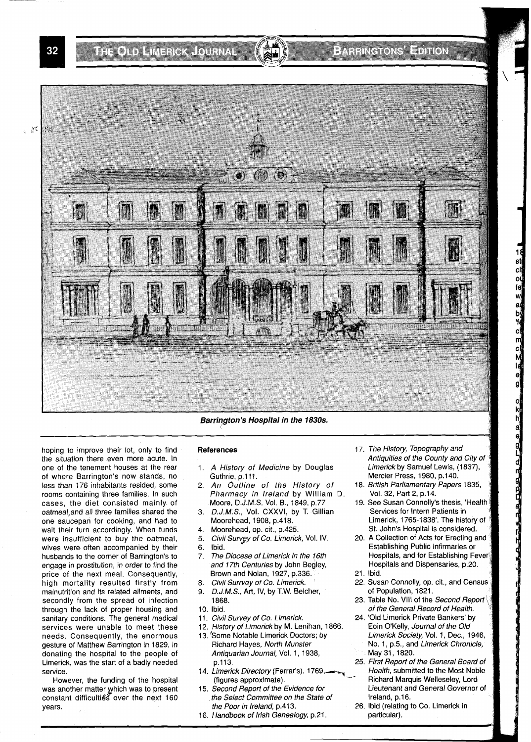Barrington's Hospital in the 1830s.

hoping to improve their lot, only to find the situation there even more acute. In one of the tenement houses at the rear of where Barrington's now stands, no less than 176 inhabitants resided, some rooms containing three families. In such cases, the diet consisted mainly of oatmeal,and all three families shared the one saucepan for cooking, and had to wait their turn accordingly. When funds were insufficient to buy the oatmeal, wives were often accompanied by their husbands to the corner of Barrington's to engage in prostitution, in order to find the price of the next meal. Consequently, high mortality resulted firstly from malnutrition and its related ailments, and secondly from the spread of infection through the lack of proper housing and sanitary conditions. The general medical services were unable to meet these needs. Consequently, the enormous gesture of Matthew Barrington in 1829, in donating the hospital to the people of Limerick, was the start of a badly needed service.

However, the funding of the hospital was another matter which was to present constant difficulties over the next 160 years.

**References**

1. *A History of Medicine* by Douglas Guthrie, p.111.
2. *An Outline of the History of Pharmacy in Ireland* by William D. Moore, D.J.M.S. Vol. B., 1849, p.77
3. *D.J.M.S.*, Vol. CXXVI, by T. Gillian Moorehead, 1908, p.418.
4. Moorehead, op. cit., p.425.
5. *Civil Survey of Co. Limerick*, Vol. IV.
6. Ibid.
7. *The Diocese of Limerick in the 16th and 17th Centuries* by John Begley, Brown and Nolan, 1927, p.336.
8. *Civil Surrvey of Co. Limerick.*
9. *D.J.M.S.*, Art, IV, by T.W. Belcher, 1868.
10. Ibid.
11. *Civil Survey of Co. Limerick.*
12. *History of Limerick* by M. Lenihan, 1866.
13. 'Some Notable Limerick Doctors; by Richard Hayes, *North Munster Antiquarian Journal*, Vol. 1, 1938, p.113.
14. *Limerick Directory* (Ferrar's), 1769, (figures approximate).
15. *Second Report of the Evidence for the Select Committee on the State of the Poor in Ireland*, p.413.
16. *Handbook of Irish Genealogy*, p.21.
17. *The History, Topography and Antiquities of the County and City of Limerick* by Samuel Lewis, (1837), Mercier Press, 1980, p.140.
18. *British Parliamentary Papers* 1835, Vol. 32, Part 2, p.14.
19. See Susan Connolly's thesis, 'Health Services for Intern Patients in Limerick, 1765-1838'. The history of St. John's Hospital is considered.
20. A Collection of Acts for Erecting and Establishing Public Infirmaries or Hospitals, and for Establishing Fever Hospitals and Dispensaries, p.20.
21. Ibid.
22. Susan Connolly, op. cit., and Census of Population, 1821.
23. Table No. VIII of the *Second Report of the General Record of Health.*
24. 'Old Limerick Private Bankers' by Eoin O'Kelly, *Journal of the Old Limerick Society*, Vol. 1, Dec., 1946, No. 1, p.5., and *Limerick Chronicle*, May 31, 1820.
25. *First Report of the General Board of Health*, submitted to the Most Noble Richard Marquis Welleseley, Lord Lieutenant and General Governor of Ireland, p.16.
26. Ibid (relating to Co. Limerick in particular).